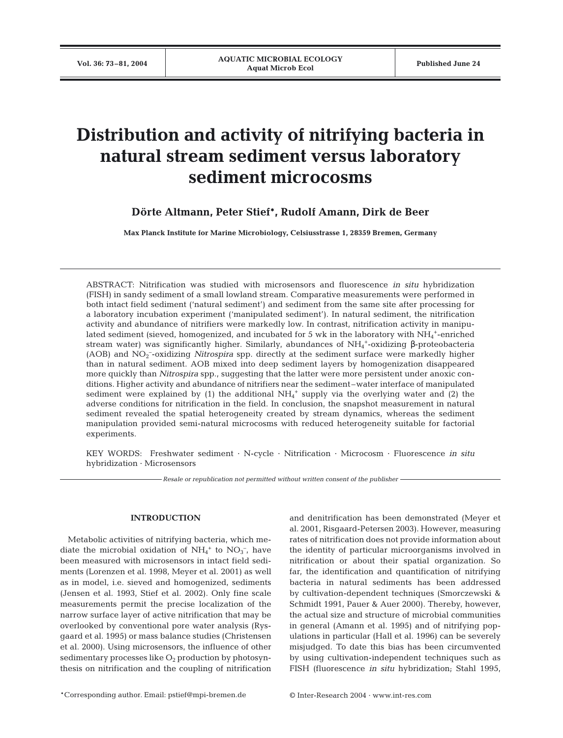# Distribution and activity of nitrifying bacteria in natural stream sediment versus laboratory sediment microcosms

**Dörte Altmann, Peter Stief\*, Rudolf Amann, Dirk de Beer**

**Max Planck Institute for Marine Microbiology, Celsiusstrasse 1, 28359 Bremen, Germany**

ABSTRACT: Nitrification was studied with microsensors and fluorescence *in situ* hybridization (FISH) in sandy sediment of a small lowland stream. Comparative measurements were performed in both intact field sediment ('natural sediment') and sediment from the same site after processing for a laboratory incubation experiment ('manipulated sediment'). In natural sediment, the nitrification activity and abundance of nitrifiers were markedly low. In contrast, nitrification activity in manipulated sediment (sieved, homogenized, and incubated for 5 wk in the laboratory with $NH_4^+$-enriched stream water) was significantly higher. Similarly, abundances of $NH_4^+$-oxidizing β-proteobacteria (AOB) and $NO_2^-$-oxidizing *Nitrospira* spp. directly at the sediment surface were markedly higher than in natural sediment. AOB mixed into deep sediment layers by homogenization disappeared more quickly than *Nitrospira* spp., suggesting that the latter were more persistent under anoxic conditions. Higher activity and abundance of nitrifiers near the sediment–water interface of manipulated sediment were explained by (1) the additional $NH_4^+$ supply via the overlying water and (2) the adverse conditions for nitrification in the field. In conclusion, the snapshot measurement in natural sediment revealed the spatial heterogeneity created by stream dynamics, whereas the sediment manipulation provided semi-natural microcosms with reduced heterogeneity suitable for factorial experiments.

KEY WORDS: Freshwater sediment · N-cycle · Nitrification · Microcosm · Fluorescence *in situ* hybridization · Microsensors

*Resale or republication not permitted without written consent of the publisher*

## INTRODUCTION

Metabolic activities of nitrifying bacteria, which mediate the microbial oxidation of $NH_4^+$ to $NO_3^-$, have been measured with microsensors in intact field sediments (Lorenzen et al. 1998, Meyer et al. 2001) as well as in model, i.e. sieved and homogenized, sediments (Jensen et al. 1993, Stief et al. 2002). Only fine scale measurements permit the precise localization of the narrow surface layer of active nitrification that may be overlooked by conventional pore water analysis (Rysgaard et al. 1995) or mass balance studies (Christensen et al. 2000). Using microsensors, the influence of other sedimentary processes like $O_2$ production by photosynthesis on nitrification and the coupling of nitrification and denitrification has been demonstrated (Meyer et al. 2001, Risgaard-Petersen 2003). However, measuring rates of nitrification does not provide information about the identity of particular microorganisms involved in nitrification or about their spatial organization. So far, the identification and quantification of nitrifying bacteria in natural sediments has been addressed by cultivation-dependent techniques (Smorczewski & Schmidt 1991, Pauer & Auer 2000). Thereby, however, the actual size and structure of microbial communities in general (Amann et al. 1995) and of nitrifying populations in particular (Hall et al. 1996) can be severely misjudged. To date this bias has been circumvented by using cultivation-independent techniques such as FISH (fluorescence *in situ* hybridization; Stahl 1995,

\*Corresponding author. Email: pstief@mpi-bremen.de

© Inter-Research 2004 · www.int-res.com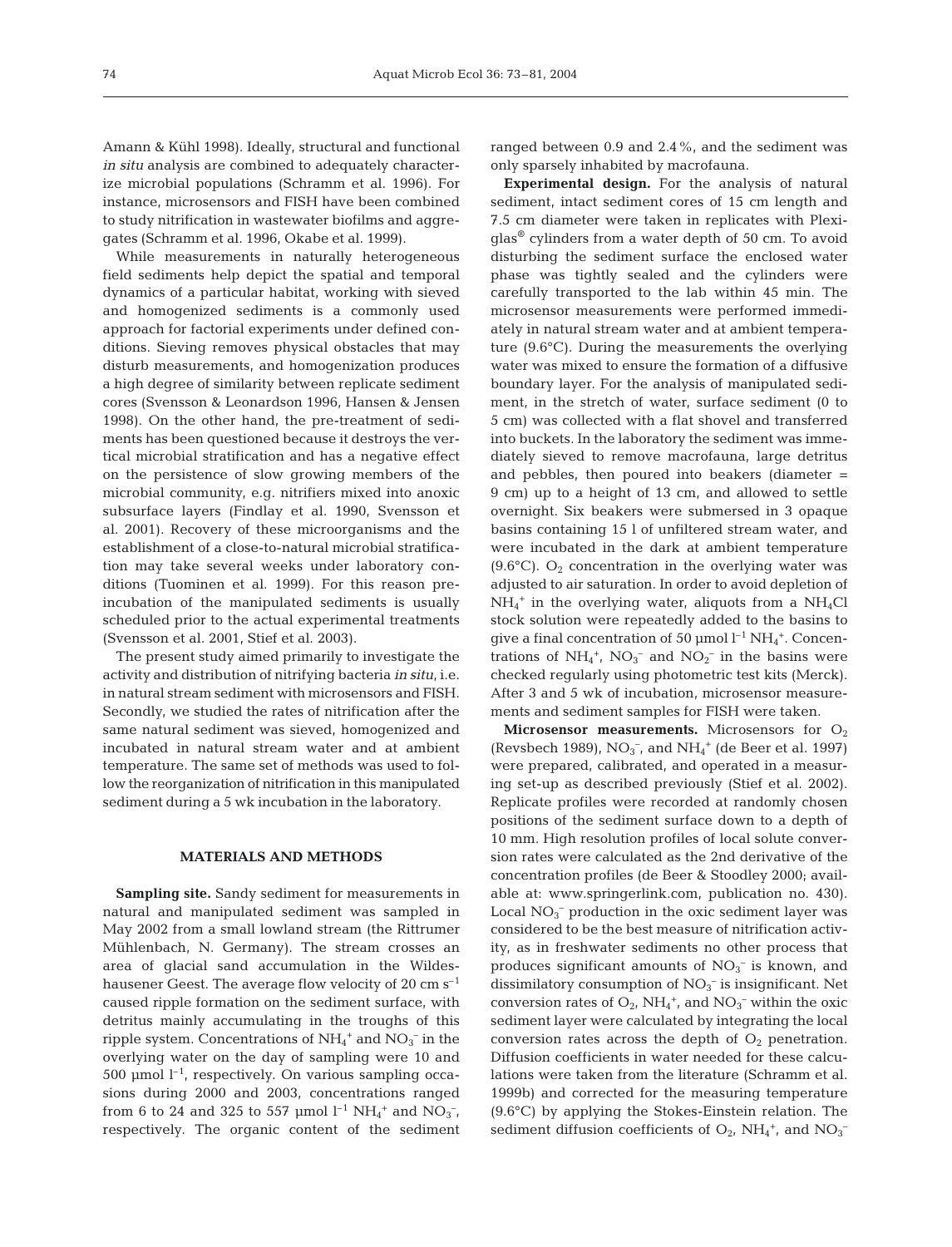Amann & Kühl 1998). Ideally, structural and functional *in situ* analysis are combined to adequately characterize microbial populations (Schramm et al. 1996). For instance, microsensors and FISH have been combined to study nitrification in wastewater biofilms and aggregates (Schramm et al. 1996, Okabe et al. 1999).

While measurements in naturally heterogeneous field sediments help depict the spatial and temporal dynamics of a particular habitat, working with sieved and homogenized sediments is a commonly used approach for factorial experiments under defined conditions. Sieving removes physical obstacles that may disturb measurements, and homogenization produces a high degree of similarity between replicate sediment cores (Svensson & Leonardson 1996, Hansen & Jensen 1998). On the other hand, the pre-treatment of sediments has been questioned because it destroys the vertical microbial stratification and has a negative effect on the persistence of slow growing members of the microbial community, e.g. nitrifiers mixed into anoxic subsurface layers (Findlay et al. 1990, Svensson et al. 2001). Recovery of these microorganisms and the establishment of a close-to-natural microbial stratification may take several weeks under laboratory conditions (Tuominen et al. 1999). For this reason preincubation of the manipulated sediments is usually scheduled prior to the actual experimental treatments (Svensson et al. 2001, Stief et al. 2003).

The present study aimed primarily to investigate the activity and distribution of nitrifying bacteria *in situ*, i.e. in natural stream sediment with microsensors and FISH. Secondly, we studied the rates of nitrification after the same natural sediment was sieved, homogenized and incubated in natural stream water and at ambient temperature. The same set of methods was used to follow the reorganization of nitrification in this manipulated sediment during a 5 wk incubation in the laboratory.

## MATERIALS AND METHODS

**Sampling site.** Sandy sediment for measurements in natural and manipulated sediment was sampled in May 2002 from a small lowland stream (the Rittrumer Mühlenbach, N. Germany). The stream crosses an area of glacial sand accumulation in the Wildeshausener Geest. The average flow velocity of 20 cm $s^{-1}$ caused ripple formation on the sediment surface, with detritus mainly accumulating in the troughs of this ripple system. Concentrations of $NH_4^+$ and $NO_3^-$ in the overlying water on the day of sampling were 10 and 500 µmol $l^{-1}$, respectively. On various sampling occasions during 2000 and 2003, concentrations ranged from 6 to 24 and 325 to 557 µmol $l^{-1}$ $NH_4^+$ and $NO_3^-$, respectively. The organic content of the sediment ranged between 0.9 and 2.4%, and the sediment was only sparsely inhabited by macrofauna.

**Experimental design.** For the analysis of natural sediment, intact sediment cores of 15 cm length and 7.5 cm diameter were taken in replicates with Plexiglas® cylinders from a water depth of 50 cm. To avoid disturbing the sediment surface the enclosed water phase was tightly sealed and the cylinders were carefully transported to the lab within 45 min. The microsensor measurements were performed immediately in natural stream water and at ambient temperature (9.6°C). During the measurements the overlying water was mixed to ensure the formation of a diffusive boundary layer. For the analysis of manipulated sediment, in the stretch of water, surface sediment (0 to 5 cm) was collected with a flat shovel and transferred into buckets. In the laboratory the sediment was immediately sieved to remove macrofauna, large detritus and pebbles, then poured into beakers (diameter = 9 cm) up to a height of 13 cm, and allowed to settle overnight. Six beakers were submersed in 3 opaque basins containing 15 l of unfiltered stream water, and were incubated in the dark at ambient temperature (9.6°C). $O_2$ concentration in the overlying water was adjusted to air saturation. In order to avoid depletion of $NH_4^+$ in the overlying water, aliquots from a $NH_4Cl$ stock solution were repeatedly added to the basins to give a final concentration of 50 µmol $l^{-1}$ $NH_4^+$. Concentrations of $NH_4^+$, $NO_3^-$ and $NO_2^-$ in the basins were checked regularly using photometric test kits (Merck). After 3 and 5 wk of incubation, microsensor measurements and sediment samples for FISH were taken.

**Microsensor measurements.** Microsensors for $O_2$ (Revsbech 1989), $NO_3^-$, and $NH_4^+$ (de Beer et al. 1997) were prepared, calibrated, and operated in a measuring set-up as described previously (Stief et al. 2002). Replicate profiles were recorded at randomly chosen positions of the sediment surface down to a depth of 10 mm. High resolution profiles of local solute conversion rates were calculated as the 2nd derivative of the concentration profiles (de Beer & Stoodley 2000; available at: www.springerlink.com, publication no. 430). Local $NO_3^-$ production in the oxic sediment layer was considered to be the best measure of nitrification activity, as in freshwater sediments no other process that produces significant amounts of $NO_3^-$ is known, and dissimilatory consumption of $NO_3^-$ is insignificant. Net conversion rates of $O_2$, $NH_4^+$, and $NO_3^-$ within the oxic sediment layer were calculated by integrating the local conversion rates across the depth of $O_2$ penetration. Diffusion coefficients in water needed for these calculations were taken from the literature (Schramm et al. 1999b) and corrected for the measuring temperature (9.6°C) by applying the Stokes-Einstein relation. The sediment diffusion coefficients of $O_2$, $NH_4^+$, and $NO_3^-$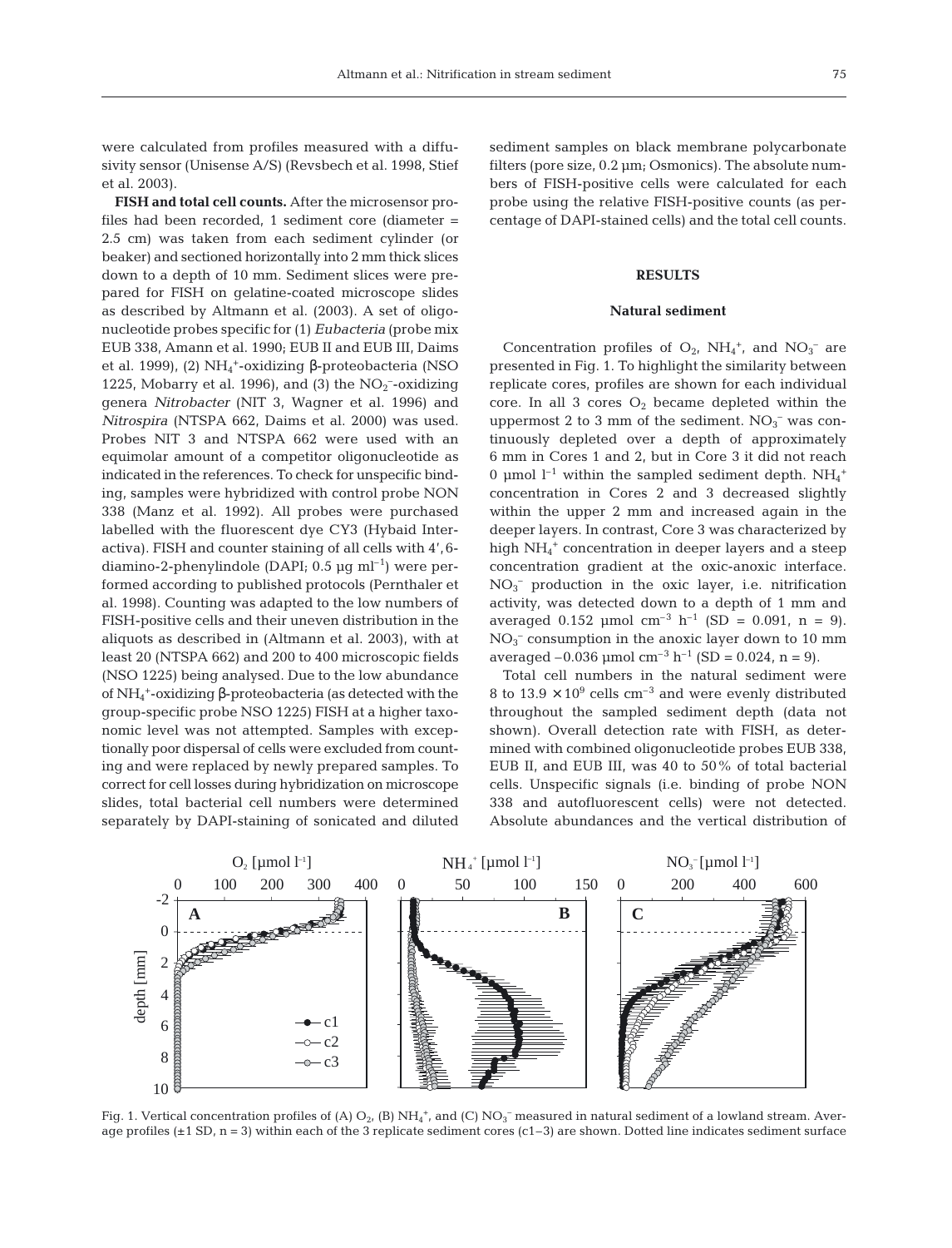were calculated from profiles measured with a diffusivity sensor (Unisense A/S) (Revsbech et al. 1998, Stief et al. 2003).

**FISH and total cell counts.** After the microsensor profiles had been recorded, 1 sediment core (diameter = 2.5 cm) was taken from each sediment cylinder (or beaker) and sectioned horizontally into 2 mm thick slices down to a depth of 10 mm. Sediment slices were prepared for FISH on gelatine-coated microscope slides as described by Altmann et al. (2003). A set of oligonucleotide probes specific for (1) *Eubacteria* (probe mix EUB 338, Amann et al. 1990; EUB II and EUB III, Daims et al. 1999), (2) $NH_4^+$-oxidizing β-proteobacteria (NSO 1225, Mobarry et al. 1996), and (3) the $NO_2^-$-oxidizing genera *Nitrobacter* (NIT 3, Wagner et al. 1996) and *Nitrospira* (NTSPA 662, Daims et al. 2000) was used. Probes NIT 3 and NTSPA 662 were used with an equimolar amount of a competitor oligonucleotide as indicated in the references. To check for unspecific binding, samples were hybridized with control probe NON 338 (Manz et al. 1992). All probes were purchased labelled with the fluorescent dye CY3 (Hybaid Interactiva). FISH and counter staining of all cells with 4',6-diamino-2-phenylindole (DAPI; 0.5 µg $ml^{-1}$) were performed according to published protocols (Pernthaler et al. 1998). Counting was adapted to the low numbers of FISH-positive cells and their uneven distribution in the aliquots as described in (Altmann et al. 2003), with at least 20 (NTSPA 662) and 200 to 400 microscopic fields (NSO 1225) being analysed. Due to the low abundance of $NH_4^+$-oxidizing β-proteobacteria (as detected with the group-specific probe NSO 1225) FISH at a higher taxonomic level was not attempted. Samples with exceptionally poor dispersal of cells were excluded from counting and were replaced by newly prepared samples. To correct for cell losses during hybridization on microscope slides, total bacterial cell numbers were determined separately by DAPI-staining of sonicated and diluted sediment samples on black membrane polycarbonate filters (pore size, 0.2 µm; Osmonics). The absolute numbers of FISH-positive cells were calculated for each probe using the relative FISH-positive counts (as percentage of DAPI-stained cells) and the total cell counts.

## RESULTS

### Natural sediment

Concentration profiles of $O_2$, $NH_4^+$, and $NO_3^-$ are presented in Fig. 1. To highlight the similarity between replicate cores, profiles are shown for each individual core. In all 3 cores $O_2$ became depleted within the uppermost 2 to 3 mm of the sediment. $NO_3^-$ was continuously depleted over a depth of approximately 6 mm in Cores 1 and 2, but in Core 3 it did not reach 0 µmol $l^{-1}$ within the sampled sediment depth. $NH_4^+$ concentration in Cores 2 and 3 decreased slightly within the upper 2 mm and increased again in the deeper layers. In contrast, Core 3 was characterized by high $NH_4^+$ concentration in deeper layers and a steep concentration gradient at the oxic-anoxic interface. $NO_3^-$ production in the oxic layer, i.e. nitrification activity, was detected down to a depth of 1 mm and averaged 0.152 µmol $cm^{-3}$ $h^{-1}$ (SD = 0.091, n = 9). $NO_3^-$ consumption in the anoxic layer down to 10 mm averaged −0.036 µmol $cm^{-3}$ $h^{-1}$ (SD = 0.024, n = 9).

Total cell numbers in the natural sediment were 8 to 13.9 × $10^9$ cells $cm^{-3}$ and were evenly distributed throughout the sampled sediment depth (data not shown). Overall detection rate with FISH, as determined with combined oligonucleotide probes EUB 338, EUB II, and EUB III, was 40 to 50% of total bacterial cells. Unspecific signals (i.e. binding of probe NON 338 and autofluorescent cells) were not detected. Absolute abundances and the vertical distribution of

Fig. 1. Vertical concentration profiles of (A) $O_2$, (B) $NH_4^+$, and (C) $NO_3^-$ measured in natural sediment of a lowland stream. Average profiles (±1 SD, n = 3) within each of the 3 replicate sediment cores (c1–3) are shown. Dotted line indicates sediment surface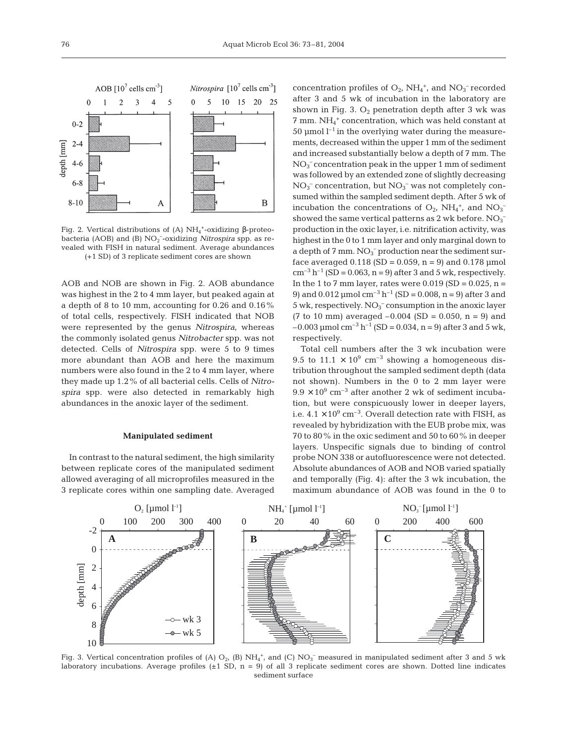Fig. 2. Vertical distributions of (A) $NH_4^+$-oxidizing β-proteobacteria (AOB) and (B) $NO_2^-$-oxidizing *Nitrospira* spp. as revealed with FISH in natural sediment. Average abundances (+1 SD) of 3 replicate sediment cores are shown

AOB and NOB are shown in Fig. 2. AOB abundance was highest in the 2 to 4 mm layer, but peaked again at a depth of 8 to 10 mm, accounting for 0.26 and 0.16% of total cells, respectively. FISH indicated that NOB were represented by the genus *Nitrospira*, whereas the commonly isolated genus *Nitrobacter* spp. was not detected. Cells of *Nitrospira* spp. were 5 to 9 times more abundant than AOB and here the maximum numbers were also found in the 2 to 4 mm layer, where they made up 1.2% of all bacterial cells. Cells of *Nitrospira* spp. were also detected in remarkably high abundances in the anoxic layer of the sediment.

### Manipulated sediment

In contrast to the natural sediment, the high similarity between replicate cores of the manipulated sediment allowed averaging of all microprofiles measured in the 3 replicate cores within one sampling date. Averaged concentration profiles of $O_2$, $NH_4^+$, and $NO_3^-$ recorded after 3 and 5 wk of incubation in the laboratory are shown in Fig. 3. $O_2$ penetration depth after 3 wk was 7 mm. $NH_4^+$ concentration, which was held constant at 50 µmol $l^{-1}$ in the overlying water during the measurements, decreased within the upper 1 mm of the sediment and increased substantially below a depth of 7 mm. The $NO_3^-$ concentration peak in the upper 1 mm of sediment was followed by an extended zone of slightly decreasing $NO_3^-$ concentration, but $NO_3^-$ was not completely consumed within the sampled sediment depth. After 5 wk of incubation the concentrations of $O_2$, $NH_4^+$, and $NO_3^-$ showed the same vertical patterns as 2 wk before. $NO_3^-$ production in the oxic layer, i.e. nitrification activity, was highest in the 0 to 1 mm layer and only marginal down to a depth of 7 mm. $NO_3^-$ production near the sediment surface averaged 0.118 (SD = 0.059, n = 9) and 0.178 µmol $cm^{-3}$ $h^{-1}$ (SD = 0.063, n = 9) after 3 and 5 wk, respectively. In the 1 to 7 mm layer, rates were 0.019 (SD = 0.025, n = 9) and 0.012 µmol $cm^{-3}$ $h^{-1}$ (SD = 0.008, n = 9) after 3 and 5 wk, respectively. $NO_3^-$ consumption in the anoxic layer (7 to 10 mm) averaged –0.004 (SD = 0.050, n = 9) and –0.003 µmol $cm^{-3}$ $h^{-1}$ (SD = 0.034, n = 9) after 3 and 5 wk, respectively.

Total cell numbers after the 3 wk incubation were 9.5 to 11.1 $\times 10^9$ $cm^{-3}$ showing a homogeneous distribution throughout the sampled sediment depth (data not shown). Numbers in the 0 to 2 mm layer were 9.9 $\times 10^9$ $cm^{-3}$ after another 2 wk of sediment incubation, but were conspicuously lower in deeper layers, i.e. 4.1 $\times 10^9$ $cm^{-3}$. Overall detection rate with FISH, as revealed by hybridization with the EUB probe mix, was 70 to 80% in the oxic sediment and 50 to 60% in deeper layers. Unspecific signals due to binding of control probe NON 338 or autofluorescence were not detected. Absolute abundances of AOB and NOB varied spatially and temporally (Fig. 4): after the 3 wk incubation, the maximum abundance of AOB was found in the 0 to

Fig. 3. Vertical concentration profiles of (A) $O_2$, (B) $NH_4^+$, and (C) $NO_3^-$ measured in manipulated sediment after 3 and 5 wk laboratory incubations. Average profiles (±1 SD, n = 9) of all 3 replicate sediment cores are shown. Dotted line indicates sediment surface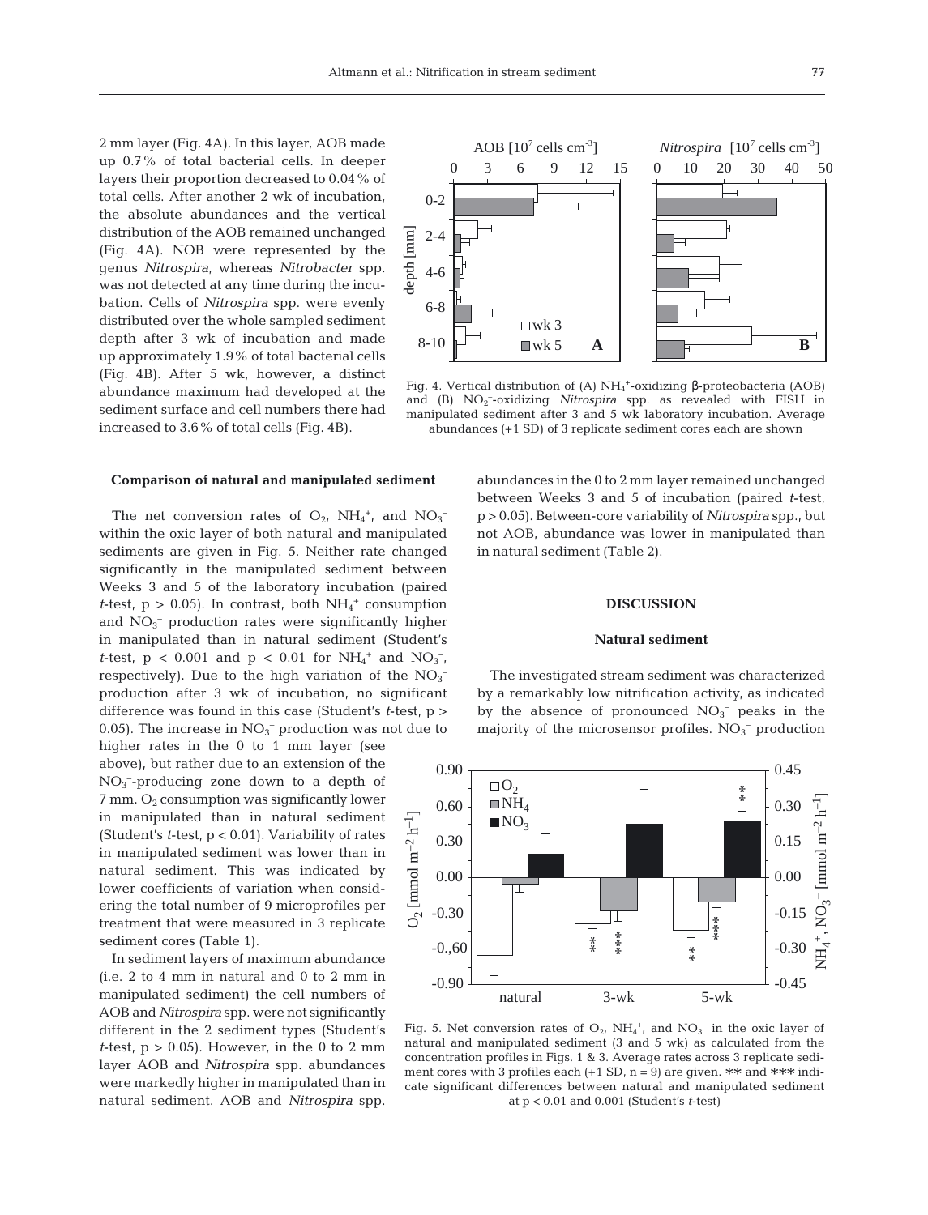2 mm layer (Fig. 4A). In this layer, AOB made up 0.7% of total bacterial cells. In deeper layers their proportion decreased to 0.04% of total cells. After another 2 wk of incubation, the absolute abundances and the vertical distribution of the AOB remained unchanged (Fig. 4A). NOB were represented by the genus *Nitrospira*, whereas *Nitrobacter* spp. was not detected at any time during the incubation. Cells of *Nitrospira* spp. were evenly distributed over the whole sampled sediment depth after 3 wk of incubation and made up approximately 1.9% of total bacterial cells (Fig. 4B). After 5 wk, however, a distinct abundance maximum had developed at the sediment surface and cell numbers there had increased to 3.6% of total cells (Fig. 4B).

Fig. 4. Vertical distribution of (A) $NH_4^+$-oxidizing β-proteobacteria (AOB) and (B) $NO_2^-$-oxidizing *Nitrospira* spp. as revealed with FISH in manipulated sediment after 3 and 5 wk laboratory incubation. Average abundances (+1 SD) of 3 replicate sediment cores each are shown

### Comparison of natural and manipulated sediment

The net conversion rates of $O_2$, $NH_4^+$, and $NO_3^-$ within the oxic layer of both natural and manipulated sediments are given in Fig. 5. Neither rate changed significantly in the manipulated sediment between Weeks 3 and 5 of the laboratory incubation (paired *t*-test, $p > 0.05$). In contrast, both $NH_4^+$ consumption and $NO_3^-$ production rates were significantly higher in manipulated than in natural sediment (Student's *t*-test, $p < 0.001$ and $p < 0.01$ for $NH_4^+$ and $NO_3^-$, respectively). Due to the high variation of the $NO_3^-$ production after 3 wk of incubation, no significant difference was found in this case (Student's *t*-test, $p > 0.05$). The increase in $NO_3^-$ production was not due to higher rates in the 0 to 1 mm layer (see above), but rather due to an extension of the $NO_3^-$-producing zone down to a depth of 7 mm. $O_2$ consumption was significantly lower in manipulated than in natural sediment (Student's *t*-test, $p < 0.01$). Variability of rates in manipulated sediment was lower than in natural sediment. This was indicated by lower coefficients of variation when considering the total number of 9 microprofiles per treatment that were measured in 3 replicate sediment cores (Table 1).

In sediment layers of maximum abundance (i.e. 2 to 4 mm in natural and 0 to 2 mm in manipulated sediment) the cell numbers of AOB and *Nitrospira* spp. were not significantly different in the 2 sediment types (Student's *t*-test, $p > 0.05$). However, in the 0 to 2 mm layer AOB and *Nitrospira* spp. abundances were markedly higher in manipulated than in natural sediment. AOB and *Nitrospira* spp. abundances in the 0 to 2 mm layer remained unchanged between Weeks 3 and 5 of incubation (paired *t*-test, $p > 0.05$). Between-core variability of *Nitrospira* spp., but not AOB, abundance was lower in manipulated than in natural sediment (Table 2).

Fig. 5. Net conversion rates of $O_2$, $NH_4^+$, and $NO_3^-$ in the oxic layer of natural and manipulated sediment (3 and 5 wk) as calculated from the concentration profiles in Figs. 1 & 3. Average rates across 3 replicate sediment cores with 3 profiles each (+1 SD, n = 9) are given. ** and *** indicate significant differences between natural and manipulated sediment at $p < 0.01$ and 0.001 (Student's *t*-test)

## DISCUSSION

### Natural sediment

The investigated stream sediment was characterized by a remarkably low nitrification activity, as indicated by the absence of pronounced $NO_3^-$ peaks in the majority of the microsensor profiles. $NO_3^-$ production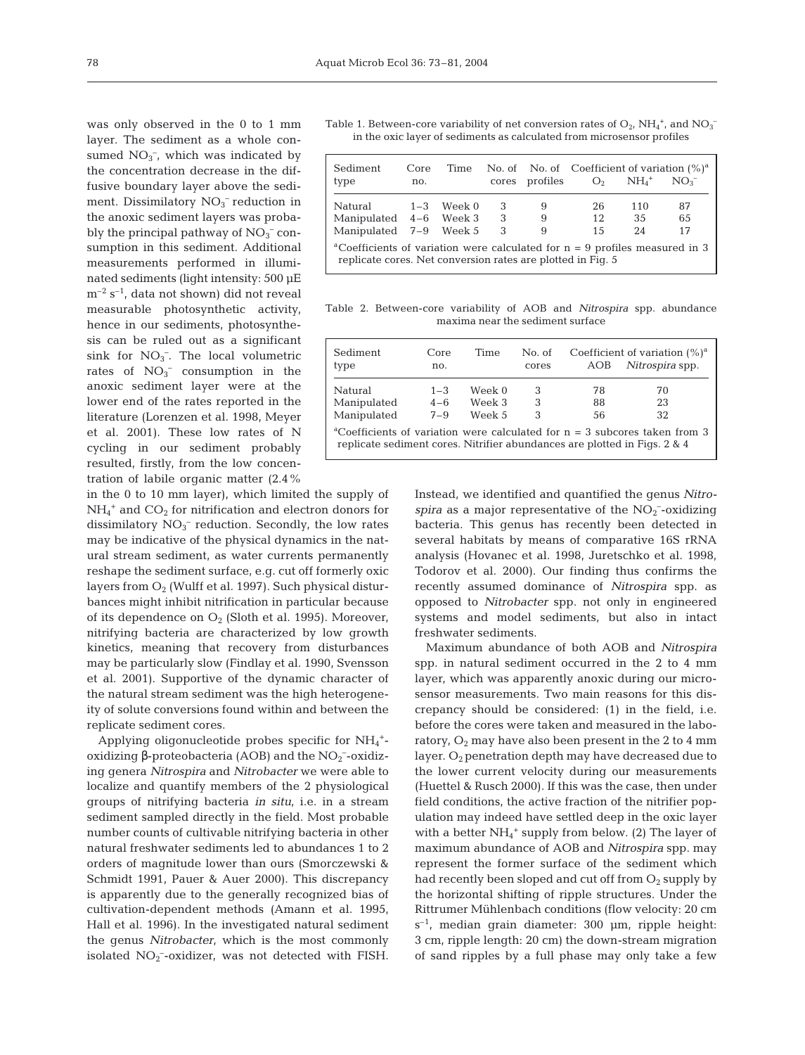was only observed in the 0 to 1 mm layer. The sediment as a whole consumed $NO_3^-$, which was indicated by the concentration decrease in the diffusive boundary layer above the sediment. Dissimilatory $NO_3^-$ reduction in the anoxic sediment layers was probably the principal pathway of $NO_3^-$ consumption in this sediment. Additional measurements performed in illuminated sediments (light intensity: 500 µE $m^{-2}$ $s^{-1}$, data not shown) did not reveal measurable photosynthetic activity, hence in our sediments, photosynthesis can be ruled out as a significant sink for $NO_3^-$. The local volumetric rates of $NO_3^-$ consumption in the anoxic sediment layer were at the lower end of the rates reported in the literature (Lorenzen et al. 1998, Meyer et al. 2001). These low rates of N cycling in our sediment probably resulted, firstly, from the low concentration of labile organic matter (2.4% in the 0 to 10 mm layer), which limited the supply of $NH_4^+$ and $CO_2$ for nitrification and electron donors for dissimilatory $NO_3^-$ reduction. Secondly, the low rates may be indicative of the physical dynamics in the natural stream sediment, as water currents permanently reshape the sediment surface, e.g. cut off formerly oxic layers from $O_2$ (Wulff et al. 1997). Such physical disturbances might inhibit nitrification in particular because of its dependence on $O_2$ (Sloth et al. 1995). Moreover, nitrifying bacteria are characterized by low growth kinetics, meaning that recovery from disturbances may be particularly slow (Findlay et al. 1990, Svensson et al. 2001). Supportive of the dynamic character of the natural stream sediment was the high heterogeneity of solute conversions found within and between the replicate sediment cores.

Table 1. Between-core variability of net conversion rates of $O_2$, $NH_4^+$, and $NO_3^-$ in the oxic layer of sediments as calculated from microsensor profiles

| Sediment type | Core no. | Time | No. of cores | No. of profiles | Coefficient of variation (%)[a] $O_2$ | $NH_4^+$ | $NO_3^-$ |
|---|---|---|---|---|---|---|---|
| Natural | 1–3 | Week 0 | 3 | 9 | 26 | 110 | 87 |
| Manipulated | 4–6 | Week 3 | 3 | 9 | 12 | 35 | 65 |
| Manipulated | 7–9 | Week 5 | 3 | 9 | 15 | 24 | 17 |

[a]Coefficients of variation were calculated for n = 9 profiles measured in 3 replicate cores. Net conversion rates are plotted in Fig. 5

Table 2. Between-core variability of AOB and *Nitrospira* spp. abundance maxima near the sediment surface

| Sediment type | Core no. | Time | No. of cores | Coefficient of variation (%)[a] AOB | *Nitrospira* spp. |
|---|---|---|---|---|---|
| Natural | 1–3 | Week 0 | 3 | 78 | 70 |
| Manipulated | 4–6 | Week 3 | 3 | 88 | 23 |
| Manipulated | 7–9 | Week 5 | 3 | 56 | 32 |

[a]Coefficients of variation were calculated for n = 3 subcores taken from 3 replicate sediment cores. Nitrifier abundances are plotted in Figs. 2 & 4

Applying oligonucleotide probes specific for $NH_4^+$-oxidizing β-proteobacteria (AOB) and the $NO_2^-$-oxidizing genera *Nitrospira* and *Nitrobacter* we were able to localize and quantify members of the 2 physiological groups of nitrifying bacteria *in situ*, i.e. in a stream sediment sampled directly in the field. Most probable number counts of cultivable nitrifying bacteria in other natural freshwater sediments led to abundances 1 to 2 orders of magnitude lower than ours (Smorczewski & Schmidt 1991, Pauer & Auer 2000). This discrepancy is apparently due to the generally recognized bias of cultivation-dependent methods (Amann et al. 1995, Hall et al. 1996). In the investigated natural sediment the genus *Nitrobacter*, which is the most commonly isolated $NO_2^-$-oxidizer, was not detected with FISH. Instead, we identified and quantified the genus *Nitrospira* as a major representative of the $NO_2^-$-oxidizing bacteria. This genus has recently been detected in several habitats by means of comparative 16S rRNA analysis (Hovanec et al. 1998, Juretschko et al. 1998, Todorov et al. 2000). Our finding thus confirms the recently assumed dominance of *Nitrospira* spp. as opposed to *Nitrobacter* spp. not only in engineered systems and model sediments, but also in intact freshwater sediments.

Maximum abundance of both AOB and *Nitrospira* spp. in natural sediment occurred in the 2 to 4 mm layer, which was apparently anoxic during our microsensor measurements. Two main reasons for this discrepancy should be considered: (1) in the field, i.e. before the cores were taken and measured in the laboratory, $O_2$ may have also been present in the 2 to 4 mm layer. $O_2$ penetration depth may have decreased due to the lower current velocity during our measurements (Huettel & Rusch 2000). If this was the case, then under field conditions, the active fraction of the nitrifier population may indeed have settled deep in the oxic layer with a better $NH_4^+$ supply from below. (2) The layer of maximum abundance of AOB and *Nitrospira* spp. may represent the former surface of the sediment which had recently been sloped and cut off from $O_2$ supply by the horizontal shifting of ripple structures. Under the Rittrumer Mühlenbach conditions (flow velocity: 20 cm $s^{-1}$, median grain diameter: 300 µm, ripple height: 3 cm, ripple length: 20 cm) the down-stream migration of sand ripples by a full phase may only take a few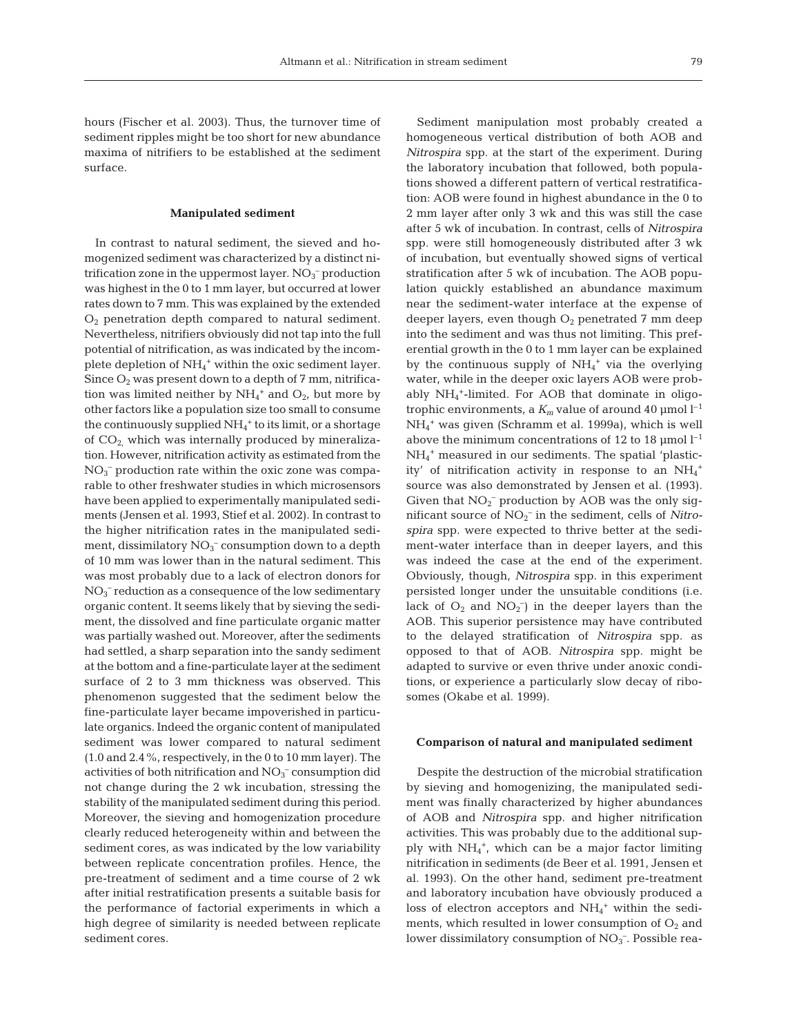hours (Fischer et al. 2003). Thus, the turnover time of sediment ripples might be too short for new abundance maxima of nitrifiers to be established at the sediment surface.

### Manipulated sediment

In contrast to natural sediment, the sieved and homogenized sediment was characterized by a distinct nitrification zone in the uppermost layer. $NO_3^-$ production was highest in the 0 to 1 mm layer, but occurred at lower rates down to 7 mm. This was explained by the extended $O_2$ penetration depth compared to natural sediment. Nevertheless, nitrifiers obviously did not tap into the full potential of nitrification, as was indicated by the incomplete depletion of $NH_4^+$ within the oxic sediment layer. Since $O_2$ was present down to a depth of 7 mm, nitrification was limited neither by $NH_4^+$ and $O_2$, but more by other factors like a population size too small to consume the continuously supplied $NH_4^+$ to its limit, or a shortage of $CO_2$, which was internally produced by mineralization. However, nitrification activity as estimated from the $NO_3^-$ production rate within the oxic zone was comparable to other freshwater studies in which microsensors have been applied to experimentally manipulated sediments (Jensen et al. 1993, Stief et al. 2002). In contrast to the higher nitrification rates in the manipulated sediment, dissimilatory $NO_3^-$ consumption down to a depth of 10 mm was lower than in the natural sediment. This was most probably due to a lack of electron donors for $NO_3^-$ reduction as a consequence of the low sedimentary organic content. It seems likely that by sieving the sediment, the dissolved and fine particulate organic matter was partially washed out. Moreover, after the sediments had settled, a sharp separation into the sandy sediment at the bottom and a fine-particulate layer at the sediment surface of 2 to 3 mm thickness was observed. This phenomenon suggested that the sediment below the fine-particulate layer became impoverished in particulate organics. Indeed the organic content of manipulated sediment was lower compared to natural sediment (1.0 and 2.4%, respectively, in the 0 to 10 mm layer). The activities of both nitrification and $NO_3^-$ consumption did not change during the 2 wk incubation, stressing the stability of the manipulated sediment during this period. Moreover, the sieving and homogenization procedure clearly reduced heterogeneity within and between the sediment cores, as was indicated by the low variability between replicate concentration profiles. Hence, the pre-treatment of sediment and a time course of 2 wk after initial restratification presents a suitable basis for the performance of factorial experiments in which a high degree of similarity is needed between replicate sediment cores.

Sediment manipulation most probably created a homogeneous vertical distribution of both AOB and *Nitrospira* spp. at the start of the experiment. During the laboratory incubation that followed, both populations showed a different pattern of vertical restratification: AOB were found in highest abundance in the 0 to 2 mm layer after only 3 wk and this was still the case after 5 wk of incubation. In contrast, cells of *Nitrospira* spp. were still homogeneously distributed after 3 wk of incubation, but eventually showed signs of vertical stratification after 5 wk of incubation. The AOB population quickly established an abundance maximum near the sediment-water interface at the expense of deeper layers, even though $O_2$ penetrated 7 mm deep into the sediment and was thus not limiting. This preferential growth in the 0 to 1 mm layer can be explained by the continuous supply of $NH_4^+$ via the overlying water, while in the deeper oxic layers AOB were probably $NH_4^+$-limited. For AOB that dominate in oligotrophic environments, a $K_m$ value of around 40 µmol $l^{-1}$ $NH_4^+$ was given (Schramm et al. 1999a), which is well above the minimum concentrations of 12 to 18 µmol $l^{-1}$ $NH_4^+$ measured in our sediments. The spatial 'plasticity' of nitrification activity in response to an $NH_4^+$ source was also demonstrated by Jensen et al. (1993). Given that $NO_2^-$ production by AOB was the only significant source of $NO_2^-$ in the sediment, cells of *Nitrospira* spp. were expected to thrive better at the sediment-water interface than in deeper layers, and this was indeed the case at the end of the experiment. Obviously, though, *Nitrospira* spp. in this experiment persisted longer under the unsuitable conditions (i.e. lack of $O_2$ and $NO_2^-$) in the deeper layers than the AOB. This superior persistence may have contributed to the delayed stratification of *Nitrospira* spp. as opposed to that of AOB. *Nitrospira* spp. might be adapted to survive or even thrive under anoxic conditions, or experience a particularly slow decay of ribosomes (Okabe et al. 1999).

### Comparison of natural and manipulated sediment

Despite the destruction of the microbial stratification by sieving and homogenizing, the manipulated sediment was finally characterized by higher abundances of AOB and *Nitrospira* spp. and higher nitrification activities. This was probably due to the additional supply with $NH_4^+$, which can be a major factor limiting nitrification in sediments (de Beer et al. 1991, Jensen et al. 1993). On the other hand, sediment pre-treatment and laboratory incubation have obviously produced a loss of electron acceptors and $NH_4^+$ within the sediments, which resulted in lower consumption of $O_2$ and lower dissimilatory consumption of $NO_3^-$. Possible rea-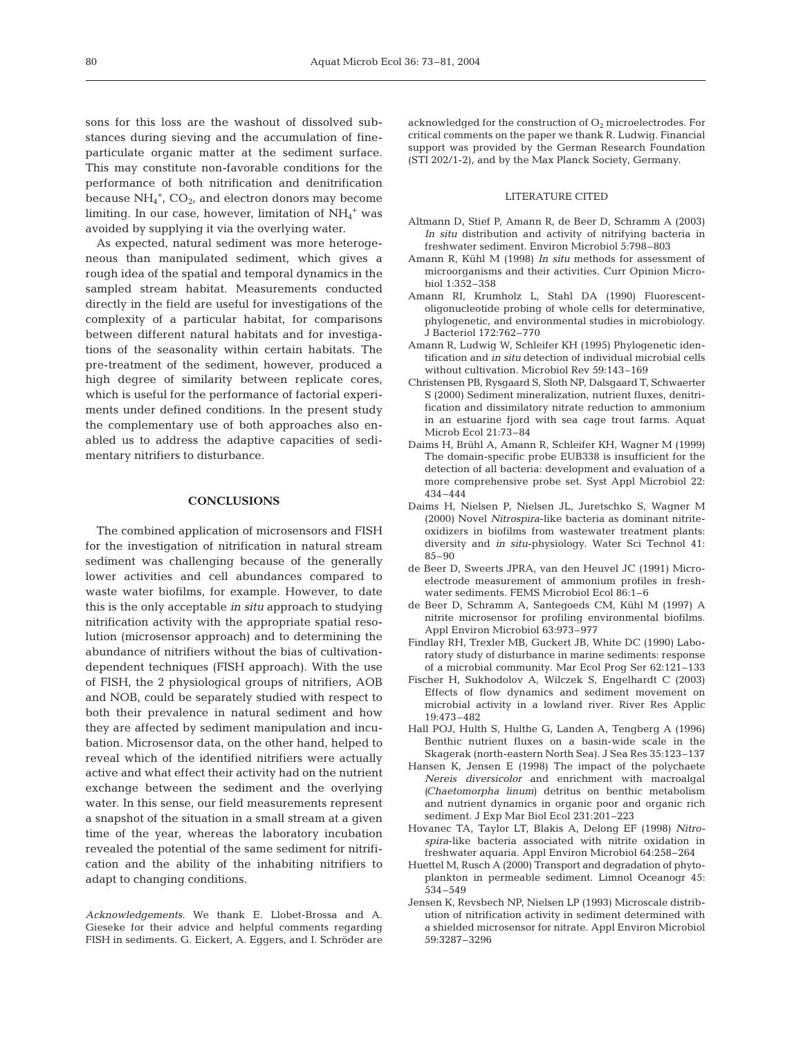sons for this loss are the washout of dissolved substances during sieving and the accumulation of fine-particulate organic matter at the sediment surface. This may constitute non-favorable conditions for the performance of both nitrification and denitrification because $NH_4^+$, $CO_2$, and electron donors may become limiting. In our case, however, limitation of $NH_4^+$ was avoided by supplying it via the overlying water.

As expected, natural sediment was more heterogeneous than manipulated sediment, which gives a rough idea of the spatial and temporal dynamics in the sampled stream habitat. Measurements conducted directly in the field are useful for investigations of the complexity of a particular habitat, for comparisons between different natural habitats and for investigations of the seasonality within certain habitats. The pre-treatment of the sediment, however, produced a high degree of similarity between replicate cores, which is useful for the performance of factorial experiments under defined conditions. In the present study the complementary use of both approaches also enabled us to address the adaptive capacities of sedimentary nitrifiers to disturbance.

## CONCLUSIONS

The combined application of microsensors and FISH for the investigation of nitrification in natural stream sediment was challenging because of the generally lower activities and cell abundances compared to waste water biofilms, for example. However, to date this is the only acceptable *in situ* approach to studying nitrification activity with the appropriate spatial resolution (microsensor approach) and to determining the abundance of nitrifiers without the bias of cultivation-dependent techniques (FISH approach). With the use of FISH, the 2 physiological groups of nitrifiers, AOB and NOB, could be separately studied with respect to both their prevalence in natural sediment and how they are affected by sediment manipulation and incubation. Microsensor data, on the other hand, helped to reveal which of the identified nitrifiers were actually active and what effect their activity had on the nutrient exchange between the sediment and the overlying water. In this sense, our field measurements represent a snapshot of the situation in a small stream at a given time of the year, whereas the laboratory incubation revealed the potential of the same sediment for nitrification and the ability of the inhabiting nitrifiers to adapt to changing conditions.

*Acknowledgements.* We thank E. Llobet-Brossa and A. Gieseke for their advice and helpful comments regarding FISH in sediments. G. Eickert, A. Eggers, and I. Schröder are acknowledged for the construction of $O_2$ microelectrodes. For critical comments on the paper we thank R. Ludwig. Financial support was provided by the German Research Foundation (STI 202/1-2), and by the Max Planck Society, Germany.

## LITERATURE CITED

Altmann D, Stief P, Amann R, de Beer D, Schramm A (2003) *In situ* distribution and activity of nitrifying bacteria in freshwater sediment. Environ Microbiol 5:798–803

Amann R, Kühl M (1998) *In situ* methods for assessment of microorganisms and their activities. Curr Opinion Microbiol 1:352–358

Amann RI, Krumholz L, Stahl DA (1990) Fluorescent-oligonucleotide probing of whole cells for determinative, phylogenetic, and environmental studies in microbiology. J Bacteriol 172:762–770

Amann R, Ludwig W, Schleifer KH (1995) Phylogenetic identification and *in situ* detection of individual microbial cells without cultivation. Microbiol Rev 59:143–169

Christensen PB, Rysgaard S, Sloth NP, Dalsgaard T, Schwaerter S (2000) Sediment mineralization, nutrient fluxes, denitrification and dissimilatory nitrate reduction to ammonium in an estuarine fjord with sea cage trout farms. Aquat Microb Ecol 21:73–84

Daims H, Brühl A, Amann R, Schleifer KH, Wagner M (1999) The domain-specific probe EUB338 is insufficient for the detection of all bacteria: development and evaluation of a more comprehensive probe set. Syst Appl Microbiol 22: 434–444

Daims H, Nielsen P, Nielsen JL, Juretschko S, Wagner M (2000) Novel *Nitrospira*-like bacteria as dominant nitrite-oxidizers in biofilms from wastewater treatment plants: diversity and *in situ*-physiology. Water Sci Technol 41: 85–90

de Beer D, Sweerts JPRA, van den Heuvel JC (1991) Microelectrode measurement of ammonium profiles in freshwater sediments. FEMS Microbiol Ecol 86:1–6

de Beer D, Schramm A, Santegoeds CM, Kühl M (1997) A nitrite microsensor for profiling environmental biofilms. Appl Environ Microbiol 63:973–977

Findlay RH, Trexler MB, Guckert JB, White DC (1990) Laboratory study of disturbance in marine sediments: response of a microbial community. Mar Ecol Prog Ser 62:121–133

Fischer H, Sukhodolov A, Wilczek S, Engelhardt C (2003) Effects of flow dynamics and sediment movement on microbial activity in a lowland river. River Res Applic 19:473–482

Hall POJ, Hulth S, Hulthe G, Landen A, Tengberg A (1996) Benthic nutrient fluxes on a basin-wide scale in the Skagerak (north-eastern North Sea). J Sea Res 35:123–137

Hansen K, Jensen E (1998) The impact of the polychaete *Nereis diversicolor* and enrichment with macroalgal (*Chaetomorpha linum*) detritus on benthic metabolism and nutrient dynamics in organic poor and organic rich sediment. J Exp Mar Biol Ecol 231:201–223

Hovanec TA, Taylor LT, Blakis A, Delong EF (1998) *Nitrospira*-like bacteria associated with nitrite oxidation in freshwater aquaria. Appl Environ Microbiol 64:258–264

Huettel M, Rusch A (2000) Transport and degradation of phytoplankton in permeable sediment. Limnol Oceanogr 45: 534–549

Jensen K, Revsbech NP, Nielsen LP (1993) Microscale distribution of nitrification activity in sediment determined with a shielded microsensor for nitrate. Appl Environ Microbiol 59:3287–3296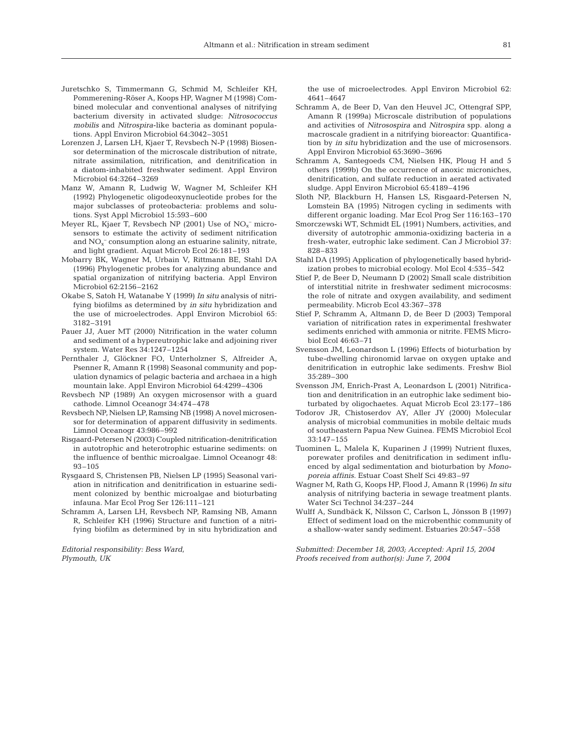Juretschko S, Timmermann G, Schmid M, Schleifer KH, Pommerening-Röser A, Koops HP, Wagner M (1998) Combined molecular and conventional analyses of nitrifying bacterium diversity in activated sludge: *Nitrosococcus mobilis* and *Nitrospira*-like bacteria as dominant populations. Appl Environ Microbiol 64:3042–3051

Lorenzen J, Larsen LH, Kjaer T, Revsbech N-P (1998) Biosensor determination of the microscale distribution of nitrate, nitrate assimilation, nitrification, and denitrification in a diatom-inhabited freshwater sediment. Appl Environ Microbiol 64:3264–3269

Manz W, Amann R, Ludwig W, Wagner M, Schleifer KH (1992) Phylogenetic oligodeoxynucleotide probes for the major subclasses of proteobacteria: problems and solutions. Syst Appl Microbiol 15:593–600

Meyer RL, Kjaer T, Revsbech NP (2001) Use of $NO_x^-$ microsensors to estimate the activity of sediment nitrification and $NO_x^-$ consumption along an estuarine salinity, nitrate, and light gradient. Aquat Microb Ecol 26:181–193

Mobarry BK, Wagner M, Urbain V, Rittmann BE, Stahl DA (1996) Phylogenetic probes for analyzing abundance and spatial organization of nitrifying bacteria. Appl Environ Microbiol 62:2156–2162

Okabe S, Satoh H, Watanabe Y (1999) *In situ* analysis of nitrifying biofilms as determined by *in situ* hybridization and the use of microelectrodes. Appl Environ Microbiol 65: 3182–3191

Pauer JJ, Auer MT (2000) Nitrification in the water column and sediment of a hypereutrophic lake and adjoining river system. Water Res 34:1247–1254

Pernthaler J, Glöckner FO, Unterholzner S, Alfreider A, Psenner R, Amann R (1998) Seasonal community and population dynamics of pelagic bacteria and archaea in a high mountain lake. Appl Environ Microbiol 64:4299–4306

Revsbech NP (1989) An oxygen microsensor with a guard cathode. Limnol Oceanogr 34:474–478

Revsbech NP, Nielsen LP, Ramsing NB (1998) A novel microsensor for determination of apparent diffusivity in sediments. Limnol Oceanogr 43:986–992

Risgaard-Petersen N (2003) Coupled nitrification-denitrification in autotrophic and heterotrophic estuarine sediments: on the influence of benthic microalgae. Limnol Oceanogr 48: 93–105

Rysgaard S, Christensen PB, Nielsen LP (1995) Seasonal variation in nitrification and denitrification in estuarine sediment colonized by benthic microalgae and bioturbating infauna. Mar Ecol Prog Ser 126:111–121

Schramm A, Larsen LH, Revsbech NP, Ramsing NB, Amann R, Schleifer KH (1996) Structure and function of a nitrifying biofilm as determined by in situ hybridization and the use of microelectrodes. Appl Environ Microbiol 62: 4641–4647

Schramm A, de Beer D, Van den Heuvel JC, Ottengraf SPP, Amann R (1999a) Microscale distribution of populations and activities of *Nitrosospira* and *Nitrospira* spp. along a macroscale gradient in a nitrifying bioreactor: Quantification by *in situ* hybridization and the use of microsensors. Appl Environ Microbiol 65:3690–3696

Schramm A, Santegoeds CM, Nielsen HK, Ploug H and 5 others (1999b) On the occurrence of anoxic microniches, denitrification, and sulfate reduction in aerated activated sludge. Appl Environ Microbiol 65:4189–4196

Sloth NP, Blackburn H, Hansen LS, Risgaard-Petersen N, Lomstein BA (1995) Nitrogen cycling in sediments with different organic loading. Mar Ecol Prog Ser 116:163–170

Smorczewski WT, Schmidt EL (1991) Numbers, activities, and diversity of autotrophic ammonia-oxidizing bacteria in a fresh-water, eutrophic lake sediment. Can J Microbiol 37: 828–833

Stahl DA (1995) Application of phylogenetically based hybridization probes to microbial ecology. Mol Ecol 4:535–542

Stief P, de Beer D, Neumann D (2002) Small scale distribition of interstitial nitrite in freshwater sediment microcosms: the role of nitrate and oxygen availability, and sediment permeability. Microb Ecol 43:367–378

Stief P, Schramm A, Altmann D, de Beer D (2003) Temporal variation of nitrification rates in experimental freshwater sediments enriched with ammonia or nitrite. FEMS Microbiol Ecol 46:63–71

Svensson JM, Leonardson L (1996) Effects of bioturbation by tube-dwelling chironomid larvae on oxygen uptake and denitrification in eutrophic lake sediments. Freshw Biol 35:289–300

Svensson JM, Enrich-Prast A, Leonardson L (2001) Nitrification and denitrification in an eutrophic lake sediment bioturbated by oligochaetes. Aquat Microb Ecol 23:177–186

Todorov JR, Chistoserdov AY, Aller JY (2000) Molecular analysis of microbial communities in mobile deltaic muds of southeastern Papua New Guinea. FEMS Microbiol Ecol 33:147–155

Tuominen L, Malela K, Kuparinen J (1999) Nutrient fluxes, porewater profiles and denitrification in sediment influenced by algal sedimentation and bioturbation by *Monoporeia affinis*. Estuar Coast Shelf Sci 49:83–97

Wagner M, Rath G, Koops HP, Flood J, Amann R (1996) *In situ* analysis of nitrifying bacteria in sewage treatment plants. Water Sci Technol 34:237–244

Wulff A, Sundbäck K, Nilsson C, Carlson L, Jönsson B (1997) Effect of sediment load on the microbenthic community of a shallow-water sandy sediment. Estuaries 20:547–558

*Editorial responsibility: Bess Ward, Plymouth, UK*

*Submitted: December 18, 2003; Accepted: April 15, 2004*
*Proofs received from author(s): June 7, 2004*